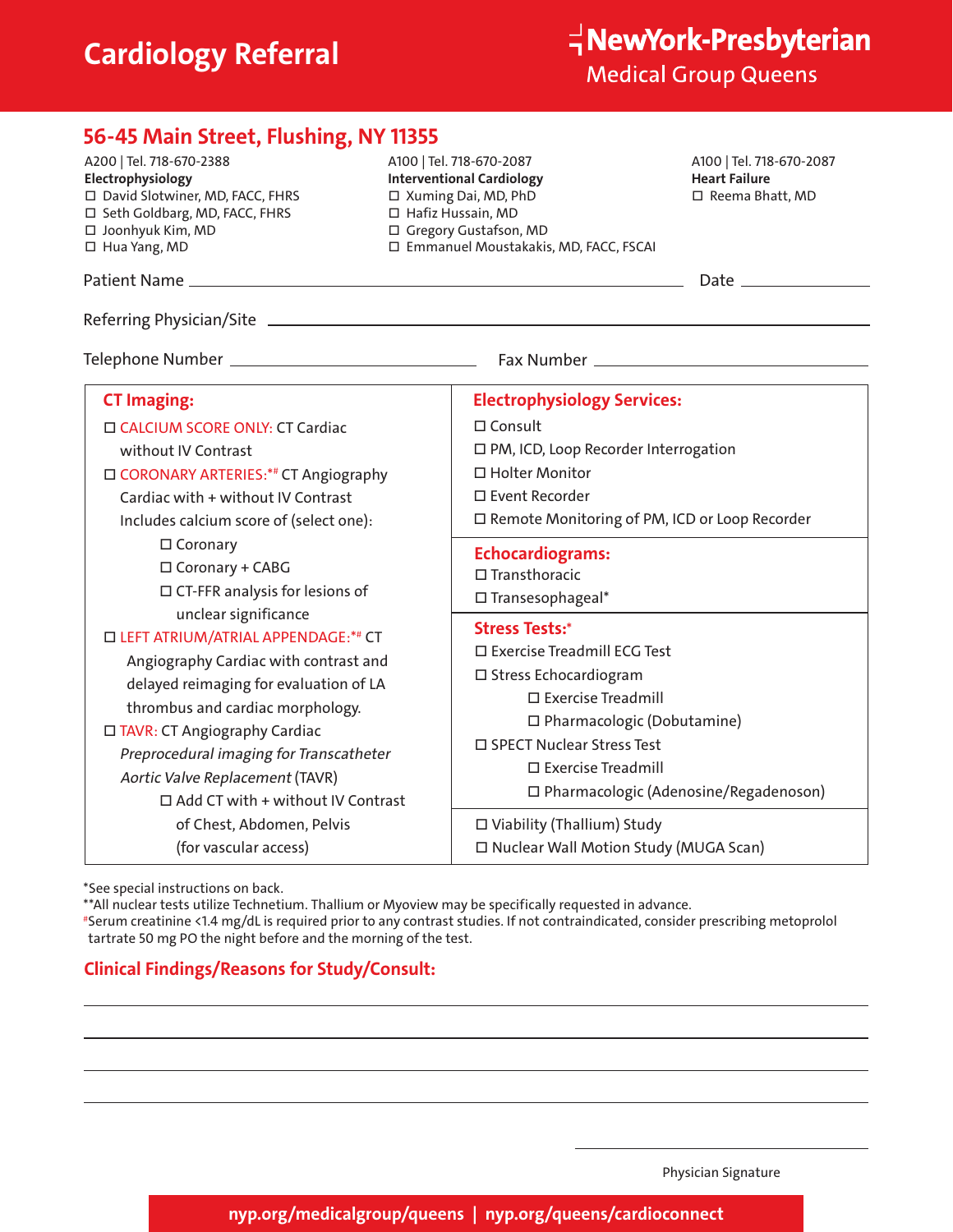# Cardiology Referral

**NewYork-Presbyterian**
Medical Group Queens

## 56-45 Main Street, Flushing, NY 11355

A200 | Tel. 718-670-2388
**Electrophysiology**
- ☐ David Slotwiner, MD, FACC, FHRS
- ☐ Seth Goldbarg, MD, FACC, FHRS
- ☐ Joonhyuk Kim, MD
- ☐ Hua Yang, MD

A100 | Tel. 718-670-2087
**Interventional Cardiology**
- ☐ Xuming Dai, MD, PhD
- ☐ Hafiz Hussain, MD
- ☐ Gregory Gustafson, MD
- ☐ Emmanuel Moustakakis, MD, FACC, FSCAI

A100 | Tel. 718-670-2087
**Heart Failure**
- ☐ Reema Bhatt, MD

Patient Name ______________________________ Date ______________

Referring Physician/Site ______________________________

Telephone Number ______________________ Fax Number ______________________

### CT Imaging:

- ☐ CALCIUM SCORE ONLY: CT Cardiac without IV Contrast
- ☐ CORONARY ARTERIES:*# CT Angiography Cardiac with + without IV Contrast Includes calcium score of (select one):
  - ☐ Coronary
  - ☐ Coronary + CABG
  - ☐ CT-FFR analysis for lesions of unclear significance
- ☐ LEFT ATRIUM/ATRIAL APPENDAGE:*# CT Angiography Cardiac with contrast and delayed reimaging for evaluation of LA thrombus and cardiac morphology.
- ☐ TAVR: CT Angiography Cardiac *Preprocedural imaging for Transcatheter Aortic Valve Replacement* (TAVR)
  - ☐ Add CT with + without IV Contrast of Chest, Abdomen, Pelvis (for vascular access)

### Electrophysiology Services:

- ☐ Consult
- ☐ PM, ICD, Loop Recorder Interrogation
- ☐ Holter Monitor
- ☐ Event Recorder
- ☐ Remote Monitoring of PM, ICD or Loop Recorder

### Echocardiograms:

- ☐ Transthoracic
- ☐ Transesophageal*

### Stress Tests:*

- ☐ Exercise Treadmill ECG Test
- ☐ Stress Echocardiogram
  - ☐ Exercise Treadmill
  - ☐ Pharmacologic (Dobutamine)
- ☐ SPECT Nuclear Stress Test
  - ☐ Exercise Treadmill
  - ☐ Pharmacologic (Adenosine/Regadenoson)

- ☐ Viability (Thallium) Study
- ☐ Nuclear Wall Motion Study (MUGA Scan)

*See special instructions on back.
**All nuclear tests utilize Technetium. Thallium or Myoview may be specifically requested in advance.
#Serum creatinine <1.4 mg/dL is required prior to any contrast studies. If not contraindicated, consider prescribing metoprolol tartrate 50 mg PO the night before and the morning of the test.

### Clinical Findings/Reasons for Study/Consult:

______________________________________________

______________________________________________

______________________________________________

______________________________________________

______________________
Physician Signature

nyp.org/medicalgroup/queens | nyp.org/queens/cardioconnect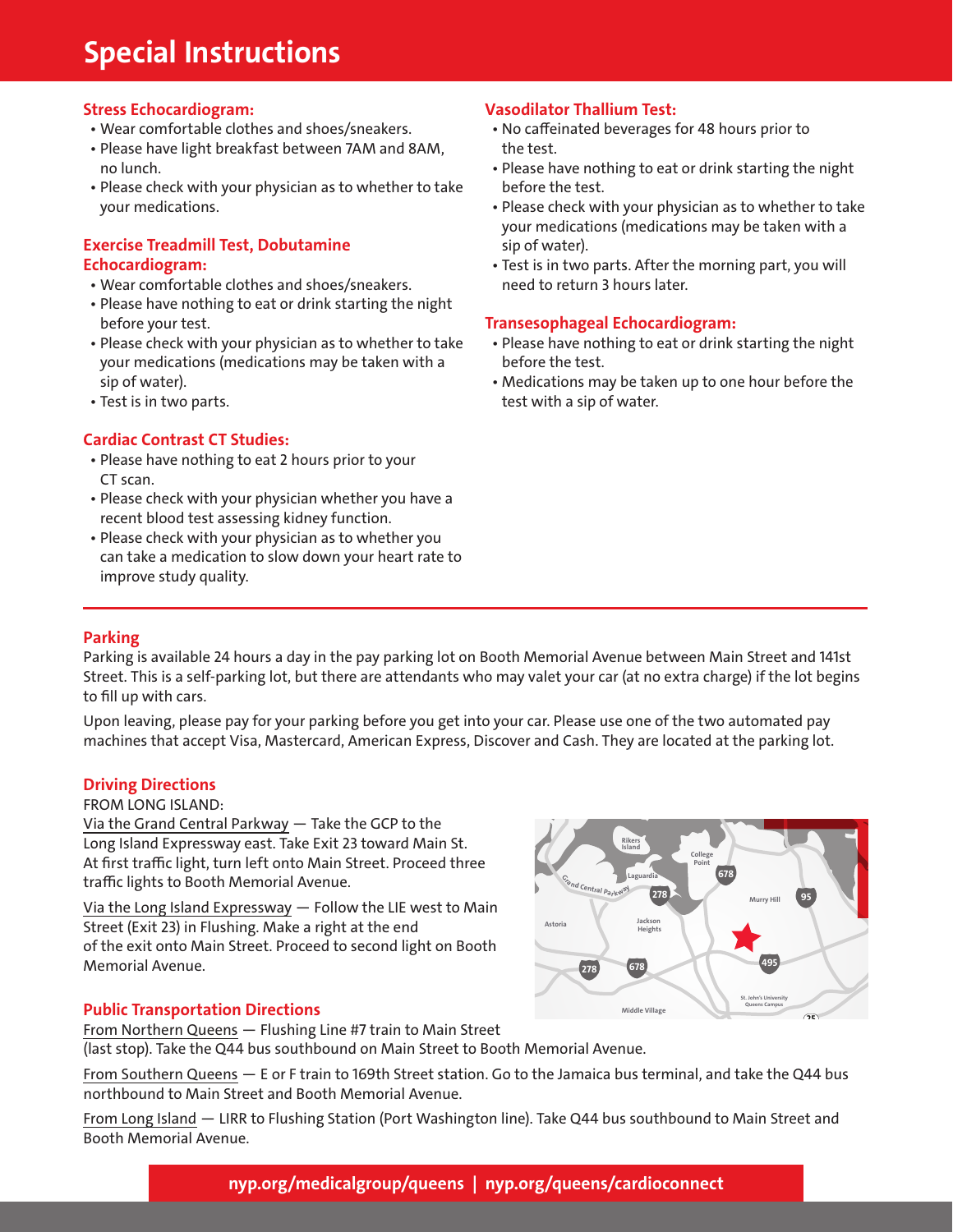# Special Instructions

### Stress Echocardiogram:

- Wear comfortable clothes and shoes/sneakers.
- Please have light breakfast between 7AM and 8AM, no lunch.
- Please check with your physician as to whether to take your medications.

### Exercise Treadmill Test, Dobutamine Echocardiogram:

- Wear comfortable clothes and shoes/sneakers.
- Please have nothing to eat or drink starting the night before your test.
- Please check with your physician as to whether to take your medications (medications may be taken with a sip of water).
- Test is in two parts.

### Cardiac Contrast CT Studies:

- Please have nothing to eat 2 hours prior to your CT scan.
- Please check with your physician whether you have a recent blood test assessing kidney function.
- Please check with your physician as to whether you can take a medication to slow down your heart rate to improve study quality.

### Vasodilator Thallium Test:

- No caffeinated beverages for 48 hours prior to the test.
- Please have nothing to eat or drink starting the night before the test.
- Please check with your physician as to whether to take your medications (medications may be taken with a sip of water).
- Test is in two parts. After the morning part, you will need to return 3 hours later.

### Transesophageal Echocardiogram:

- Please have nothing to eat or drink starting the night before the test.
- Medications may be taken up to one hour before the test with a sip of water.

## Parking

Parking is available 24 hours a day in the pay parking lot on Booth Memorial Avenue between Main Street and 141st Street. This is a self-parking lot, but there are attendants who may valet your car (at no extra charge) if the lot begins to fill up with cars.

Upon leaving, please pay for your parking before you get into your car. Please use one of the two automated pay machines that accept Visa, Mastercard, American Express, Discover and Cash. They are located at the parking lot.

## Driving Directions

FROM LONG ISLAND:

Via the Grand Central Parkway — Take the GCP to the Long Island Expressway east. Take Exit 23 toward Main St. At first traffic light, turn left onto Main Street. Proceed three traffic lights to Booth Memorial Avenue.

Via the Long Island Expressway — Follow the LIE west to Main Street (Exit 23) in Flushing. Make a right at the end of the exit onto Main Street. Proceed to second light on Booth Memorial Avenue.

Rikers Island
College Point
Laguardia
Grand Central Parkway
678
278
Murry Hill
95
Astoria
Jackson Heights
495
278
678
Middle Village
St. John's University Queens Campus
25

## Public Transportation Directions

From Northern Queens — Flushing Line #7 train to Main Street (last stop). Take the Q44 bus southbound on Main Street to Booth Memorial Avenue.

From Southern Queens — E or F train to 169th Street station. Go to the Jamaica bus terminal, and take the Q44 bus northbound to Main Street and Booth Memorial Avenue.

From Long Island — LIRR to Flushing Station (Port Washington line). Take Q44 bus southbound to Main Street and Booth Memorial Avenue.

nyp.org/medicalgroup/queens | nyp.org/queens/cardioconnect